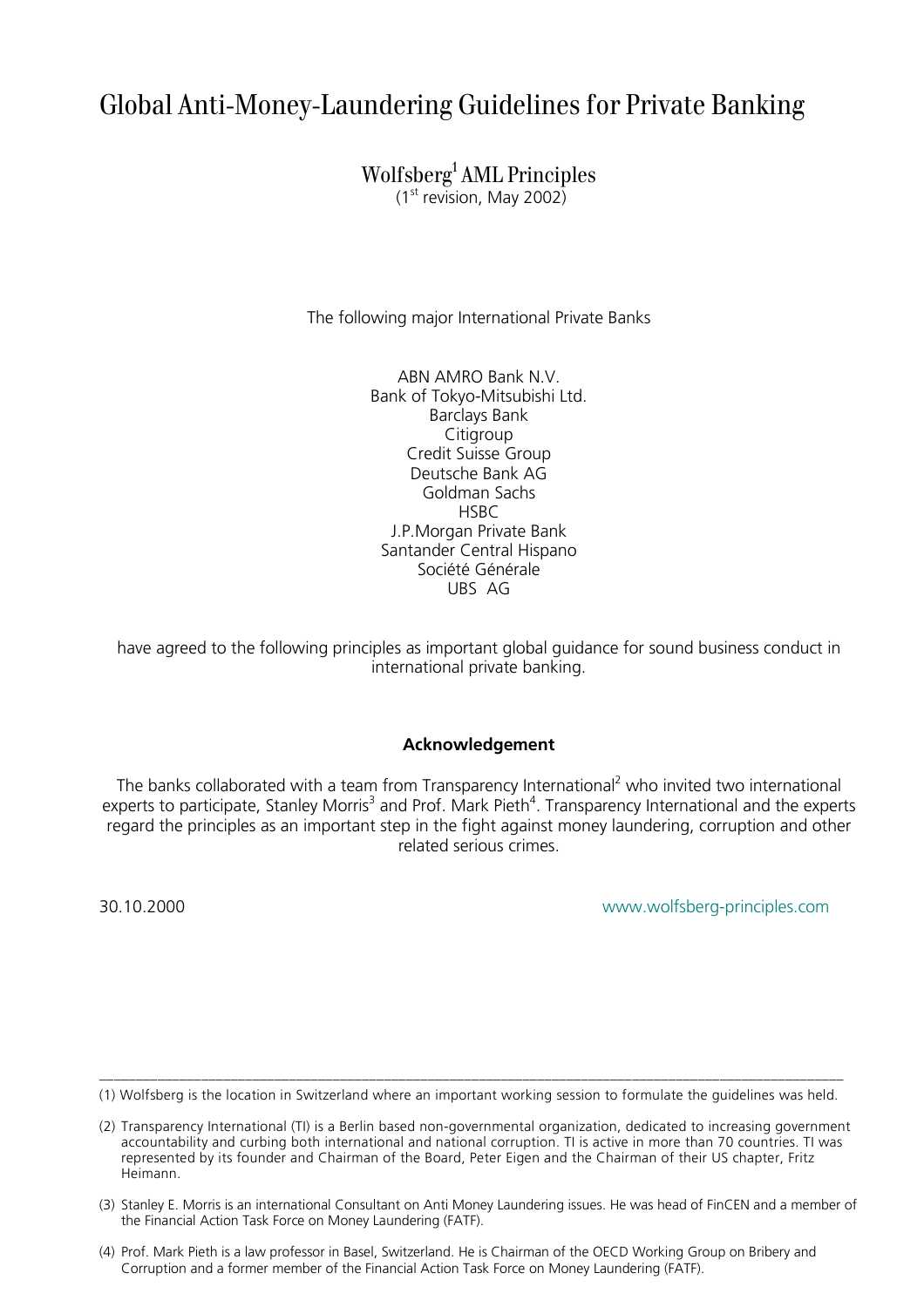# Global Anti-Money-Laundering Guidelines for Private Banking

## Wolfsberg[1] AML Principles

(1st revision, May 2002)

The following major International Private Banks

ABN AMRO Bank N.V.
Bank of Tokyo-Mitsubishi Ltd.
Barclays Bank
Citigroup
Credit Suisse Group
Deutsche Bank AG
Goldman Sachs
HSBC
J.P.Morgan Private Bank
Santander Central Hispano
Société Générale
UBS AG

have agreed to the following principles as important global guidance for sound business conduct in international private banking.

**Acknowledgement**

The banks collaborated with a team from Transparency International[2] who invited two international experts to participate, Stanley Morris[3] and Prof. Mark Pieth[4]. Transparency International and the experts regard the principles as an important step in the fight against money laundering, corruption and other related serious crimes.

30.10.2000 www.wolfsberg-principles.com

---

(1) Wolfsberg is the location in Switzerland where an important working session to formulate the guidelines was held.

(2) Transparency International (TI) is a Berlin based non-governmental organization, dedicated to increasing government accountability and curbing both international and national corruption. TI is active in more than 70 countries. TI was represented by its founder and Chairman of the Board, Peter Eigen and the Chairman of their US chapter, Fritz Heimann.

(3) Stanley E. Morris is an international Consultant on Anti Money Laundering issues. He was head of FinCEN and a member of the Financial Action Task Force on Money Laundering (FATF).

(4) Prof. Mark Pieth is a law professor in Basel, Switzerland. He is Chairman of the OECD Working Group on Bribery and Corruption and a former member of the Financial Action Task Force on Money Laundering (FATF).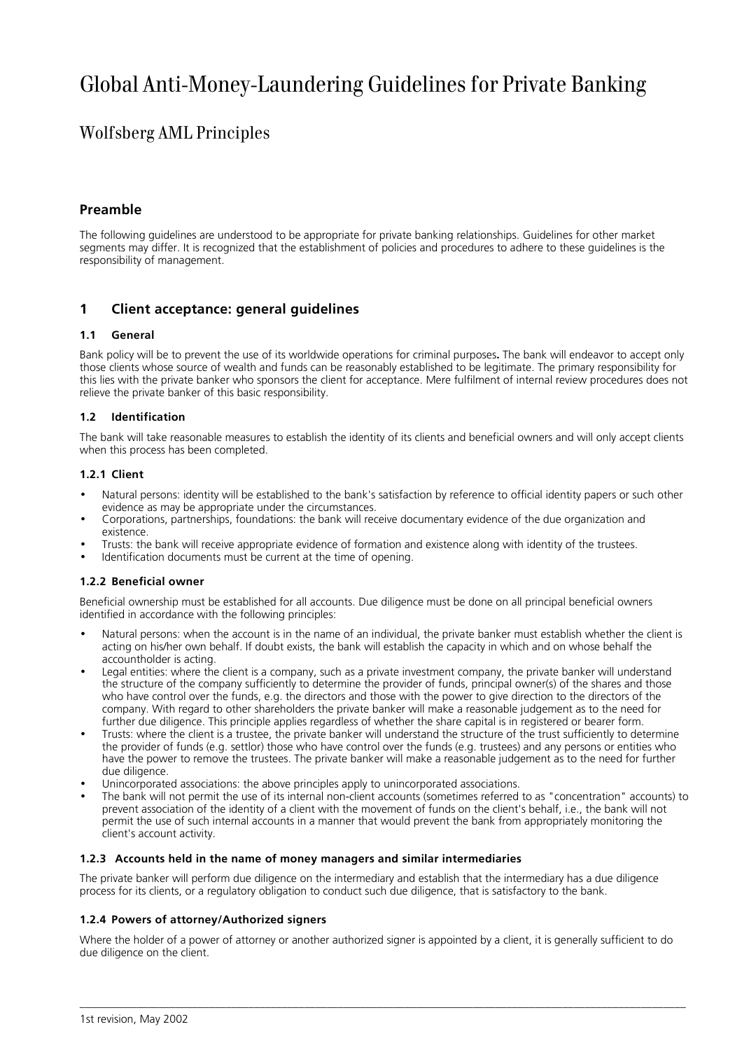# Global Anti-Money-Laundering Guidelines for Private Banking

## Wolfsberg AML Principles

### Preamble

The following guidelines are understood to be appropriate for private banking relationships. Guidelines for other market segments may differ. It is recognized that the establishment of policies and procedures to adhere to these guidelines is the responsibility of management.

### 1 Client acceptance: general guidelines

#### 1.1 General

Bank policy will be to prevent the use of its worldwide operations for criminal purposes**.** The bank will endeavor to accept only those clients whose source of wealth and funds can be reasonably established to be legitimate. The primary responsibility for this lies with the private banker who sponsors the client for acceptance. Mere fulfilment of internal review procedures does not relieve the private banker of this basic responsibility.

#### 1.2 Identification

The bank will take reasonable measures to establish the identity of its clients and beneficial owners and will only accept clients when this process has been completed.

#### 1.2.1 Client

- Natural persons: identity will be established to the bank's satisfaction by reference to official identity papers or such other evidence as may be appropriate under the circumstances.
- Corporations, partnerships, foundations: the bank will receive documentary evidence of the due organization and existence.
- Trusts: the bank will receive appropriate evidence of formation and existence along with identity of the trustees.
- Identification documents must be current at the time of opening.

#### 1.2.2 Beneficial owner

Beneficial ownership must be established for all accounts. Due diligence must be done on all principal beneficial owners identified in accordance with the following principles:

- Natural persons: when the account is in the name of an individual, the private banker must establish whether the client is acting on his/her own behalf. If doubt exists, the bank will establish the capacity in which and on whose behalf the accountholder is acting.
- Legal entities: where the client is a company, such as a private investment company, the private banker will understand the structure of the company sufficiently to determine the provider of funds, principal owner(s) of the shares and those who have control over the funds, e.g. the directors and those with the power to give direction to the directors of the company. With regard to other shareholders the private banker will make a reasonable judgement as to the need for further due diligence. This principle applies regardless of whether the share capital is in registered or bearer form.
- Trusts: where the client is a trustee, the private banker will understand the structure of the trust sufficiently to determine the provider of funds (e.g. settlor) those who have control over the funds (e.g. trustees) and any persons or entities who have the power to remove the trustees. The private banker will make a reasonable judgement as to the need for further due diligence.
- Unincorporated associations: the above principles apply to unincorporated associations.
- The bank will not permit the use of its internal non-client accounts (sometimes referred to as "concentration" accounts) to prevent association of the identity of a client with the movement of funds on the client's behalf, i.e., the bank will not permit the use of such internal accounts in a manner that would prevent the bank from appropriately monitoring the client's account activity.

#### 1.2.3 Accounts held in the name of money managers and similar intermediaries

The private banker will perform due diligence on the intermediary and establish that the intermediary has a due diligence process for its clients, or a regulatory obligation to conduct such due diligence, that is satisfactory to the bank.

#### 1.2.4 Powers of attorney/Authorized signers

Where the holder of a power of attorney or another authorized signer is appointed by a client, it is generally sufficient to do due diligence on the client.

1st revision, May 2002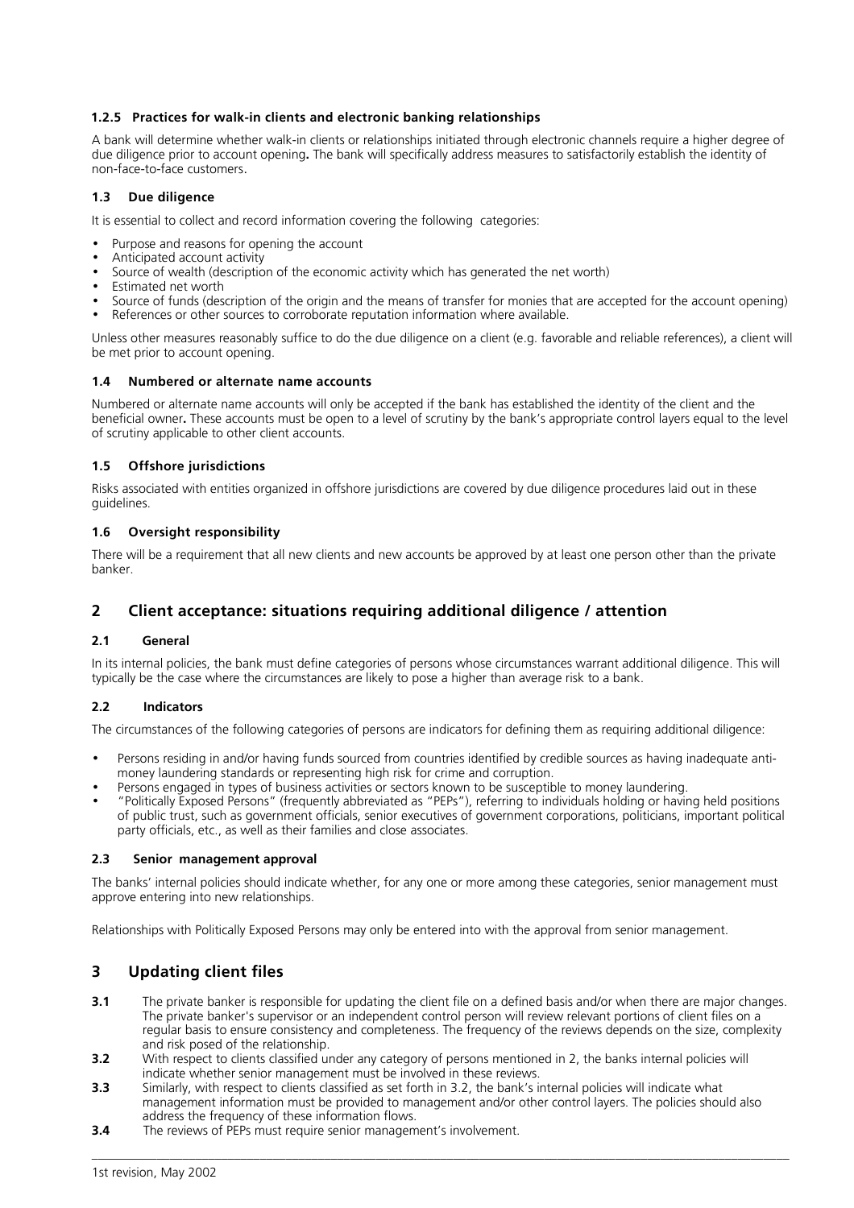#### 1.2.5 Practices for walk-in clients and electronic banking relationships

A bank will determine whether walk-in clients or relationships initiated through electronic channels require a higher degree of due diligence prior to account opening**.** The bank will specifically address measures to satisfactorily establish the identity of non-face-to-face customers.

### 1.3 Due diligence

It is essential to collect and record information covering the following categories:

- Purpose and reasons for opening the account
- Anticipated account activity
- Source of wealth (description of the economic activity which has generated the net worth)
- Estimated net worth
- Source of funds (description of the origin and the means of transfer for monies that are accepted for the account opening)
- References or other sources to corroborate reputation information where available.

Unless other measures reasonably suffice to do the due diligence on a client (e.g. favorable and reliable references), a client will be met prior to account opening.

### 1.4 Numbered or alternate name accounts

Numbered or alternate name accounts will only be accepted if the bank has established the identity of the client and the beneficial owner**.** These accounts must be open to a level of scrutiny by the bank's appropriate control layers equal to the level of scrutiny applicable to other client accounts.

### 1.5 Offshore jurisdictions

Risks associated with entities organized in offshore jurisdictions are covered by due diligence procedures laid out in these guidelines.

### 1.6 Oversight responsibility

There will be a requirement that all new clients and new accounts be approved by at least one person other than the private banker.

## 2 Client acceptance: situations requiring additional diligence / attention

### 2.1 General

In its internal policies, the bank must define categories of persons whose circumstances warrant additional diligence. This will typically be the case where the circumstances are likely to pose a higher than average risk to a bank.

### 2.2 Indicators

The circumstances of the following categories of persons are indicators for defining them as requiring additional diligence:

- Persons residing in and/or having funds sourced from countries identified by credible sources as having inadequate anti-money laundering standards or representing high risk for crime and corruption.
- Persons engaged in types of business activities or sectors known to be susceptible to money laundering.
- "Politically Exposed Persons" (frequently abbreviated as "PEPs"), referring to individuals holding or having held positions of public trust, such as government officials, senior executives of government corporations, politicians, important political party officials, etc., as well as their families and close associates.

### 2.3 Senior management approval

The banks' internal policies should indicate whether, for any one or more among these categories, senior management must approve entering into new relationships.

Relationships with Politically Exposed Persons may only be entered into with the approval from senior management.

## 3 Updating client files

**3.1** The private banker is responsible for updating the client file on a defined basis and/or when there are major changes. The private banker's supervisor or an independent control person will review relevant portions of client files on a regular basis to ensure consistency and completeness. The frequency of the reviews depends on the size, complexity and risk posed of the relationship.

**3.2** With respect to clients classified under any category of persons mentioned in 2, the banks internal policies will indicate whether senior management must be involved in these reviews.

**3.3** Similarly, with respect to clients classified as set forth in 3.2, the bank's internal policies will indicate what management information must be provided to management and/or other control layers. The policies should also address the frequency of these information flows.

**3.4** The reviews of PEPs must require senior management's involvement.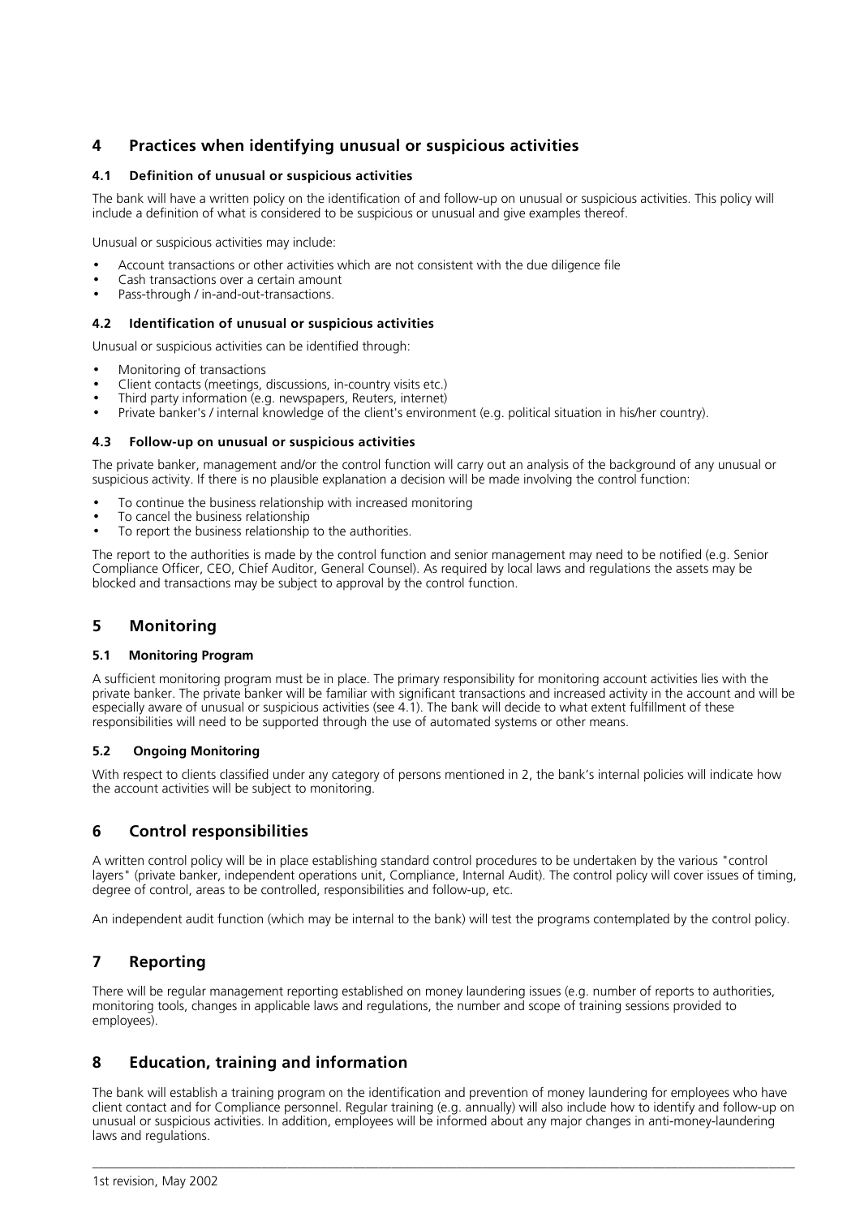## 4 Practices when identifying unusual or suspicious activities

### 4.1 Definition of unusual or suspicious activities

The bank will have a written policy on the identification of and follow-up on unusual or suspicious activities. This policy will include a definition of what is considered to be suspicious or unusual and give examples thereof.

Unusual or suspicious activities may include:

- Account transactions or other activities which are not consistent with the due diligence file
- Cash transactions over a certain amount
- Pass-through / in-and-out-transactions.

### 4.2 Identification of unusual or suspicious activities

Unusual or suspicious activities can be identified through:

- Monitoring of transactions
- Client contacts (meetings, discussions, in-country visits etc.)
- Third party information (e.g. newspapers, Reuters, internet)
- Private banker's / internal knowledge of the client's environment (e.g. political situation in his/her country).

### 4.3 Follow-up on unusual or suspicious activities

The private banker, management and/or the control function will carry out an analysis of the background of any unusual or suspicious activity. If there is no plausible explanation a decision will be made involving the control function:

- To continue the business relationship with increased monitoring
- To cancel the business relationship
- To report the business relationship to the authorities.

The report to the authorities is made by the control function and senior management may need to be notified (e.g. Senior Compliance Officer, CEO, Chief Auditor, General Counsel). As required by local laws and regulations the assets may be blocked and transactions may be subject to approval by the control function.

## 5 Monitoring

### 5.1 Monitoring Program

A sufficient monitoring program must be in place. The primary responsibility for monitoring account activities lies with the private banker. The private banker will be familiar with significant transactions and increased activity in the account and will be especially aware of unusual or suspicious activities (see 4.1). The bank will decide to what extent fulfillment of these responsibilities will need to be supported through the use of automated systems or other means.

### 5.2 Ongoing Monitoring

With respect to clients classified under any category of persons mentioned in 2, the bank's internal policies will indicate how the account activities will be subject to monitoring.

## 6 Control responsibilities

A written control policy will be in place establishing standard control procedures to be undertaken by the various "control layers" (private banker, independent operations unit, Compliance, Internal Audit). The control policy will cover issues of timing, degree of control, areas to be controlled, responsibilities and follow-up, etc.

An independent audit function (which may be internal to the bank) will test the programs contemplated by the control policy.

## 7 Reporting

There will be regular management reporting established on money laundering issues (e.g. number of reports to authorities, monitoring tools, changes in applicable laws and regulations, the number and scope of training sessions provided to employees).

## 8 Education, training and information

The bank will establish a training program on the identification and prevention of money laundering for employees who have client contact and for Compliance personnel. Regular training (e.g. annually) will also include how to identify and follow-up on unusual or suspicious activities. In addition, employees will be informed about any major changes in anti-money-laundering laws and regulations.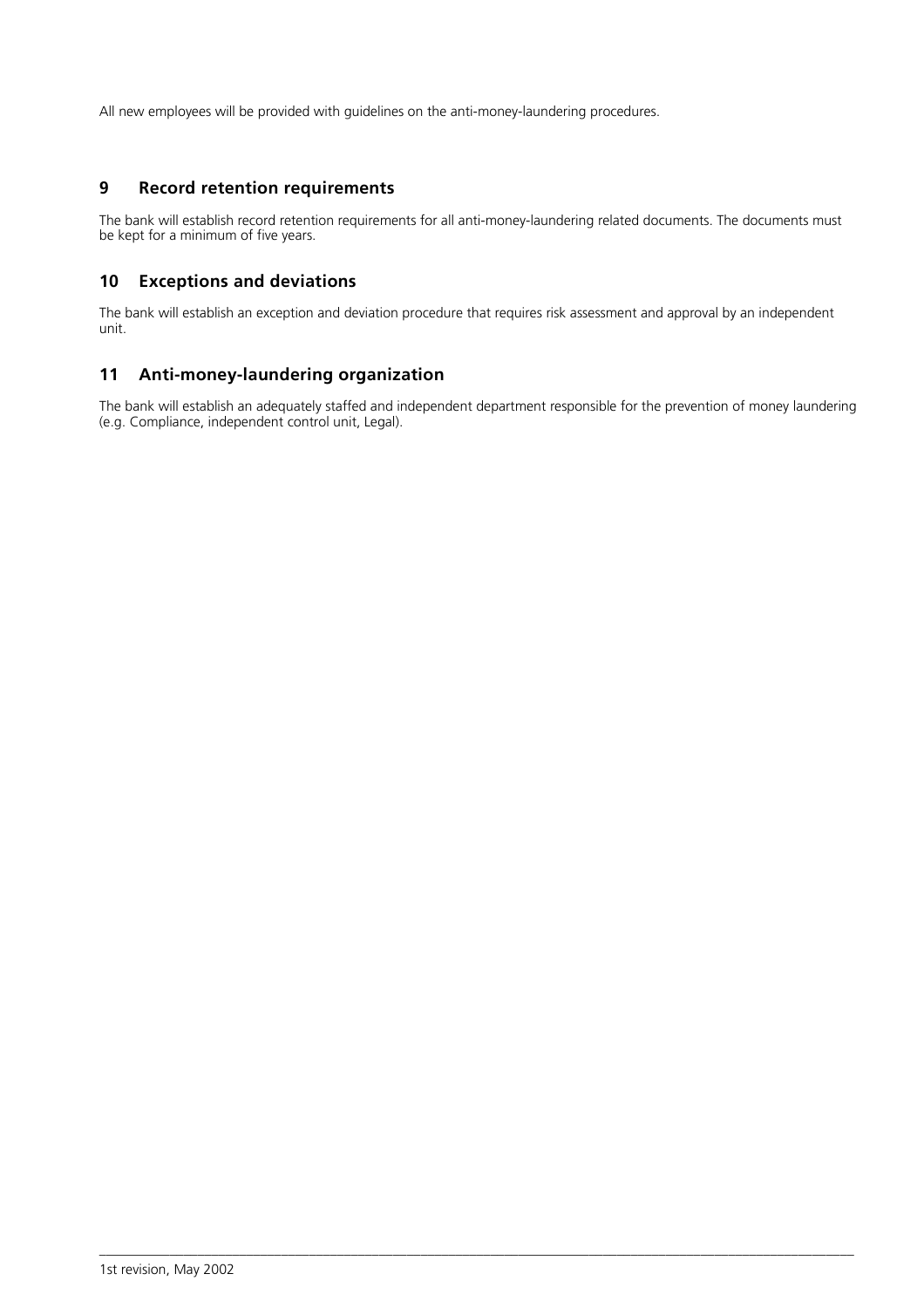All new employees will be provided with guidelines on the anti-money-laundering procedures.

## 9 Record retention requirements

The bank will establish record retention requirements for all anti-money-laundering related documents. The documents must be kept for a minimum of five years.

## 10 Exceptions and deviations

The bank will establish an exception and deviation procedure that requires risk assessment and approval by an independent unit.

## 11 Anti-money-laundering organization

The bank will establish an adequately staffed and independent department responsible for the prevention of money laundering (e.g. Compliance, independent control unit, Legal).

1st revision, May 2002